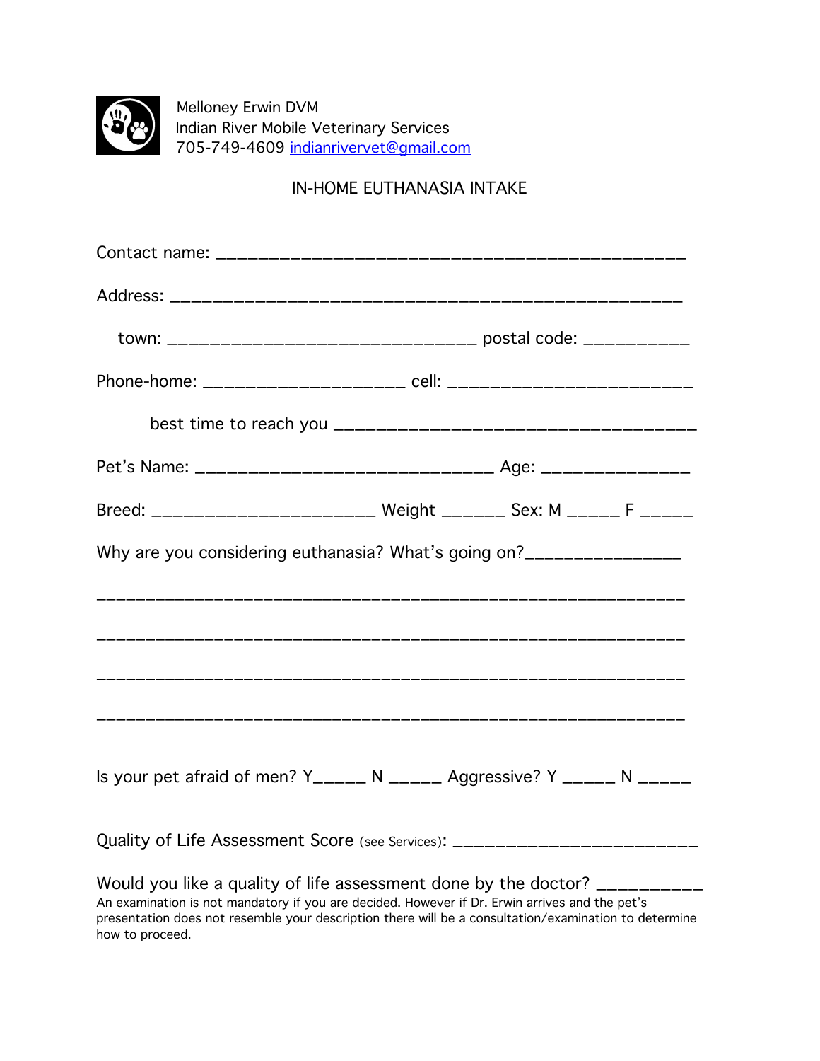Melloney Erwin DVM
Indian River Mobile Veterinary Services
705-749-4609 [indianrivervet@gmail.com](mailto:indianrivervet@gmail.com)

# IN-HOME EUTHANASIA INTAKE

Contact name: _______________________________________________

Address: ___________________________________________________

town: ______________________________ postal code: __________

Phone-home: ____________________ cell: ________________________

best time to reach you ____________________________________

Pet's Name: ______________________________ Age: ______________

Breed: ______________________ Weight ______ Sex: M _____ F _____

Why are you considering euthanasia? What's going on?________________

___________________________________________________________

___________________________________________________________

___________________________________________________________

___________________________________________________________

Is your pet afraid of men? Y_____ N _____ Aggressive? Y _____ N _____

Quality of Life Assessment Score (see Services): ________________________

Would you like a quality of life assessment done by the doctor? __________

An examination is not mandatory if you are decided. However if Dr. Erwin arrives and the pet's presentation does not resemble your description there will be a consultation/examination to determine how to proceed.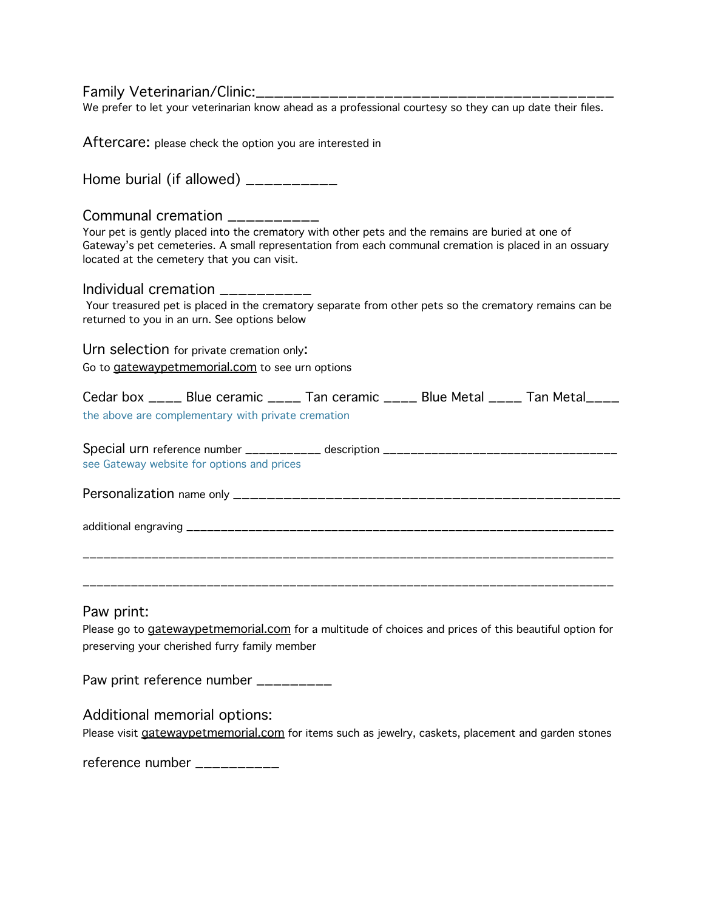Family Veterinarian/Clinic:___________________________________________

We prefer to let your veterinarian know ahead as a professional courtesy so they can up date their files.

Aftercare: please check the option you are interested in

Home burial (if allowed) ___________

Communal cremation ___________

Your pet is gently placed into the crematory with other pets and the remains are buried at one of Gateway's pet cemeteries. A small representation from each communal cremation is placed in an ossuary located at the cemetery that you can visit.

Individual cremation ___________

Your treasured pet is placed in the crematory separate from other pets so the crematory remains can be returned to you in an urn. See options below

Urn selection for private cremation only:

Go to gatewaypetmemorial.com to see urn options

Cedar box ____ Blue ceramic ____ Tan ceramic ____ Blue Metal ____ Tan Metal____

the above are complementary with private cremation

Special urn reference number ___________ description ___________________________________

see Gateway website for options and prices

Personalization name only _____________________________________________________

additional engraving ________________________________________________________________

__________________________________________________________________________________

__________________________________________________________________________________

Paw print:

Please go to gatewaypetmemorial.com for a multitude of choices and prices of this beautiful option for preserving your cherished furry family member

Paw print reference number __________

Additional memorial options:

Please visit gatewaypetmemorial.com for items such as jewelry, caskets, placement and garden stones

reference number ___________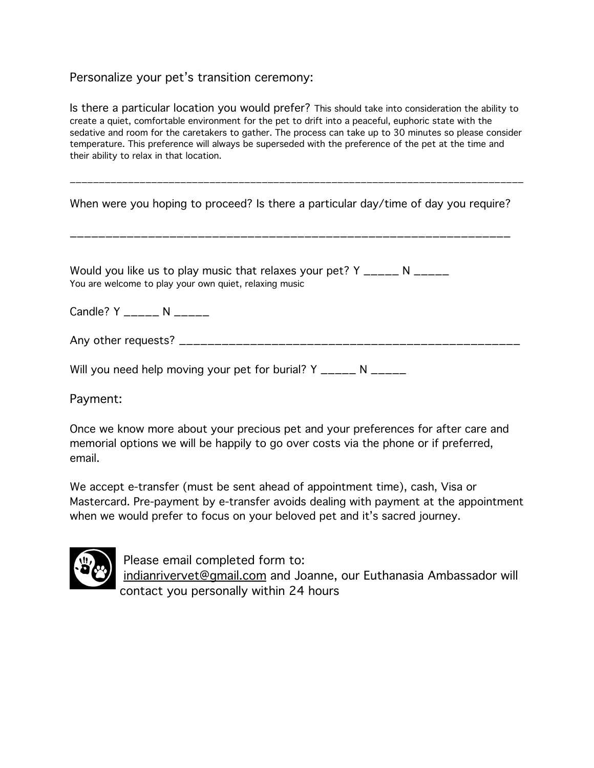Personalize your pet's transition ceremony:

Is there a particular location you would prefer? This should take into consideration the ability to create a quiet, comfortable environment for the pet to drift into a peaceful, euphoric state with the sedative and room for the caretakers to gather. The process can take up to 30 minutes so please consider temperature. This preference will always be superseded with the preference of the pet at the time and their ability to relax in that location.

_______________________________________________________________________________

When were you hoping to proceed? Is there a particular day/time of day you require?

_____________________________________________________________________

Would you like us to play music that relaxes your pet? Y _____ N _____
You are welcome to play your own quiet, relaxing music

Candle? Y _____ N _____

Any other requests? _____________________________________________________

Will you need help moving your pet for burial? Y _____ N _____

Payment:

Once we know more about your precious pet and your preferences for after care and memorial options we will be happily to go over costs via the phone or if preferred, email.

We accept e-transfer (must be sent ahead of appointment time), cash, Visa or Mastercard. Pre-payment by e-transfer avoids dealing with payment at the appointment when we would prefer to focus on your beloved pet and it's sacred journey.

Please email completed form to:
indianrivervet@gmail.com and Joanne, our Euthanasia Ambassador will contact you personally within 24 hours